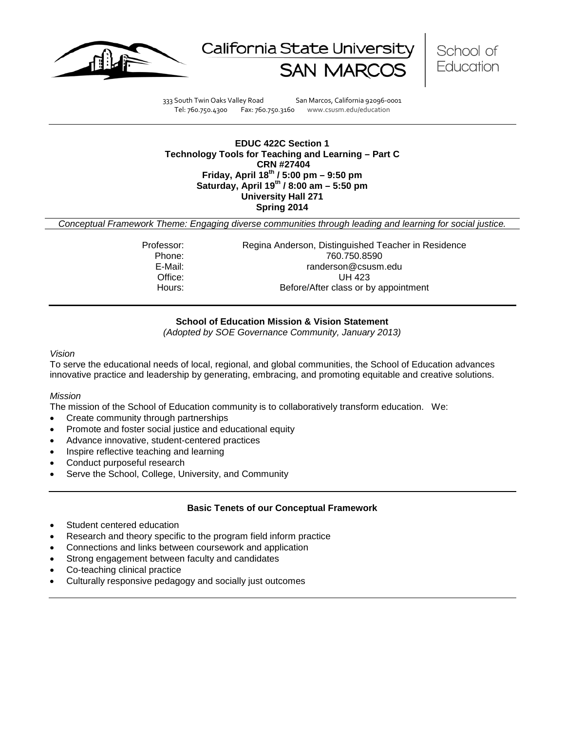California State University SAN MARCOS | School of Education

333 South Twin Oaks Valley Road San Marcos, California 92096-0001
Tel: 760.750.4300 Fax: 760.750.3160 www.csusm.edu/education

**EDUC 422C Section 1**
**Technology Tools for Teaching and Learning – Part C**
**CRN #27404**
**Friday, April 18th / 5:00 pm – 9:50 pm**
**Saturday, April 19th / 8:00 am – 5:50 pm**
**University Hall 271**
**Spring 2014**

*Conceptual Framework Theme: Engaging diverse communities through leading and learning for social justice.*

| | |
|---|---|
| Professor: | Regina Anderson, Distinguished Teacher in Residence |
| Phone: | 760.750.8590 |
| E-Mail: | randerson@csusm.edu |
| Office: | UH 423 |
| Hours: | Before/After class or by appointment |

## School of Education Mission & Vision Statement

*(Adopted by SOE Governance Community, January 2013)*

*Vision*

To serve the educational needs of local, regional, and global communities, the School of Education advances innovative practice and leadership by generating, embracing, and promoting equitable and creative solutions.

*Mission*

The mission of the School of Education community is to collaboratively transform education. We:

- Create community through partnerships
- Promote and foster social justice and educational equity
- Advance innovative, student-centered practices
- Inspire reflective teaching and learning
- Conduct purposeful research
- Serve the School, College, University, and Community

## Basic Tenets of our Conceptual Framework

- Student centered education
- Research and theory specific to the program field inform practice
- Connections and links between coursework and application
- Strong engagement between faculty and candidates
- Co-teaching clinical practice
- Culturally responsive pedagogy and socially just outcomes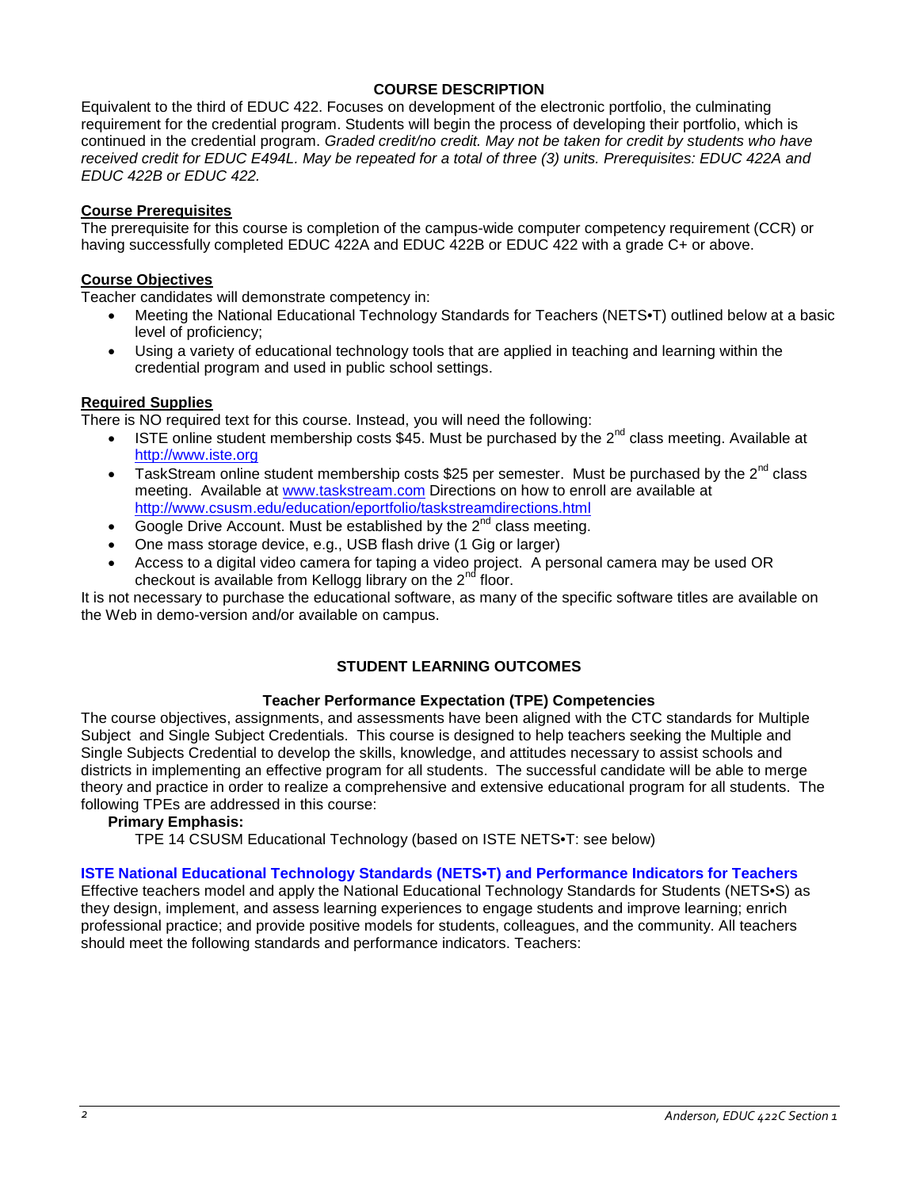## COURSE DESCRIPTION

Equivalent to the third of EDUC 422. Focuses on development of the electronic portfolio, the culminating requirement for the credential program. Students will begin the process of developing their portfolio, which is continued in the credential program. *Graded credit/no credit. May not be taken for credit by students who have received credit for EDUC E494L. May be repeated for a total of three (3) units. Prerequisites: EDUC 422A and EDUC 422B or EDUC 422.*

### Course Prerequisites

The prerequisite for this course is completion of the campus-wide computer competency requirement (CCR) or having successfully completed EDUC 422A and EDUC 422B or EDUC 422 with a grade C+ or above.

### Course Objectives

Teacher candidates will demonstrate competency in:

- Meeting the National Educational Technology Standards for Teachers (NETS•T) outlined below at a basic level of proficiency;
- Using a variety of educational technology tools that are applied in teaching and learning within the credential program and used in public school settings.

### Required Supplies

There is NO required text for this course. Instead, you will need the following:

- ISTE online student membership costs $45. Must be purchased by the 2nd class meeting. Available at http://www.iste.org
- TaskStream online student membership costs $25 per semester. Must be purchased by the 2nd class meeting. Available at www.taskstream.com Directions on how to enroll are available at http://www.csusm.edu/education/eportfolio/taskstreamdirections.html
- Google Drive Account. Must be established by the 2nd class meeting.
- One mass storage device, e.g., USB flash drive (1 Gig or larger)
- Access to a digital video camera for taping a video project. A personal camera may be used OR checkout is available from Kellogg library on the 2nd floor.

It is not necessary to purchase the educational software, as many of the specific software titles are available on the Web in demo-version and/or available on campus.

## STUDENT LEARNING OUTCOMES

### Teacher Performance Expectation (TPE) Competencies

The course objectives, assignments, and assessments have been aligned with the CTC standards for Multiple Subject and Single Subject Credentials. This course is designed to help teachers seeking the Multiple and Single Subjects Credential to develop the skills, knowledge, and attitudes necessary to assist schools and districts in implementing an effective program for all students. The successful candidate will be able to merge theory and practice in order to realize a comprehensive and extensive educational program for all students. The following TPEs are addressed in this course:

**Primary Emphasis:**

TPE 14 CSUSM Educational Technology (based on ISTE NETS•T: see below)

### ISTE National Educational Technology Standards (NETS•T) and Performance Indicators for Teachers

Effective teachers model and apply the National Educational Technology Standards for Students (NETS•S) as they design, implement, and assess learning experiences to engage students and improve learning; enrich professional practice; and provide positive models for students, colleagues, and the community. All teachers should meet the following standards and performance indicators. Teachers: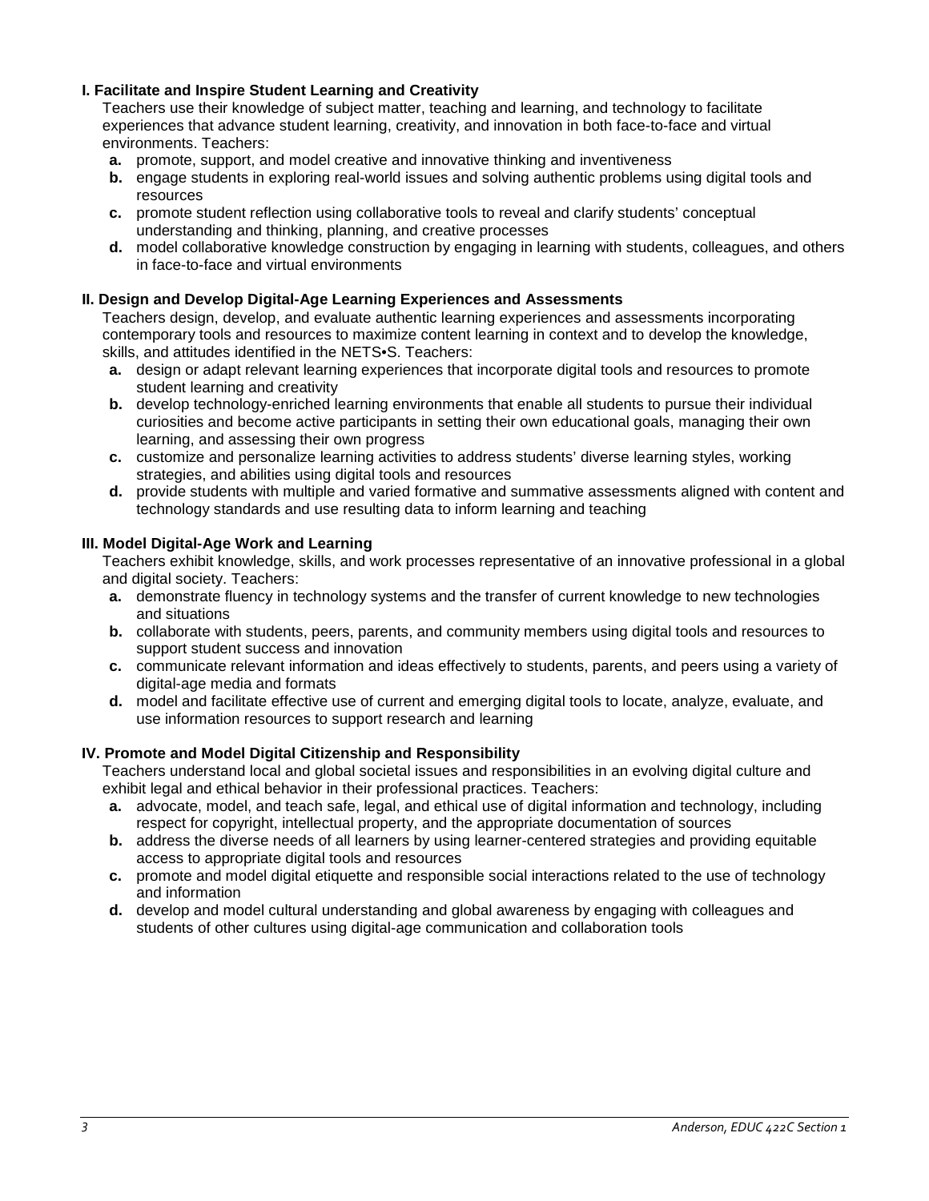**I. Facilitate and Inspire Student Learning and Creativity**

Teachers use their knowledge of subject matter, teaching and learning, and technology to facilitate experiences that advance student learning, creativity, and innovation in both face-to-face and virtual environments. Teachers:

- **a.** promote, support, and model creative and innovative thinking and inventiveness
- **b.** engage students in exploring real-world issues and solving authentic problems using digital tools and resources
- **c.** promote student reflection using collaborative tools to reveal and clarify students' conceptual understanding and thinking, planning, and creative processes
- **d.** model collaborative knowledge construction by engaging in learning with students, colleagues, and others in face-to-face and virtual environments

**II. Design and Develop Digital-Age Learning Experiences and Assessments**

Teachers design, develop, and evaluate authentic learning experiences and assessments incorporating contemporary tools and resources to maximize content learning in context and to develop the knowledge, skills, and attitudes identified in the NETS•S. Teachers:

- **a.** design or adapt relevant learning experiences that incorporate digital tools and resources to promote student learning and creativity
- **b.** develop technology-enriched learning environments that enable all students to pursue their individual curiosities and become active participants in setting their own educational goals, managing their own learning, and assessing their own progress
- **c.** customize and personalize learning activities to address students' diverse learning styles, working strategies, and abilities using digital tools and resources
- **d.** provide students with multiple and varied formative and summative assessments aligned with content and technology standards and use resulting data to inform learning and teaching

**III. Model Digital-Age Work and Learning**

Teachers exhibit knowledge, skills, and work processes representative of an innovative professional in a global and digital society. Teachers:

- **a.** demonstrate fluency in technology systems and the transfer of current knowledge to new technologies and situations
- **b.** collaborate with students, peers, parents, and community members using digital tools and resources to support student success and innovation
- **c.** communicate relevant information and ideas effectively to students, parents, and peers using a variety of digital-age media and formats
- **d.** model and facilitate effective use of current and emerging digital tools to locate, analyze, evaluate, and use information resources to support research and learning

**IV. Promote and Model Digital Citizenship and Responsibility**

Teachers understand local and global societal issues and responsibilities in an evolving digital culture and exhibit legal and ethical behavior in their professional practices. Teachers:

- **a.** advocate, model, and teach safe, legal, and ethical use of digital information and technology, including respect for copyright, intellectual property, and the appropriate documentation of sources
- **b.** address the diverse needs of all learners by using learner-centered strategies and providing equitable access to appropriate digital tools and resources
- **c.** promote and model digital etiquette and responsible social interactions related to the use of technology and information
- **d.** develop and model cultural understanding and global awareness by engaging with colleagues and students of other cultures using digital-age communication and collaboration tools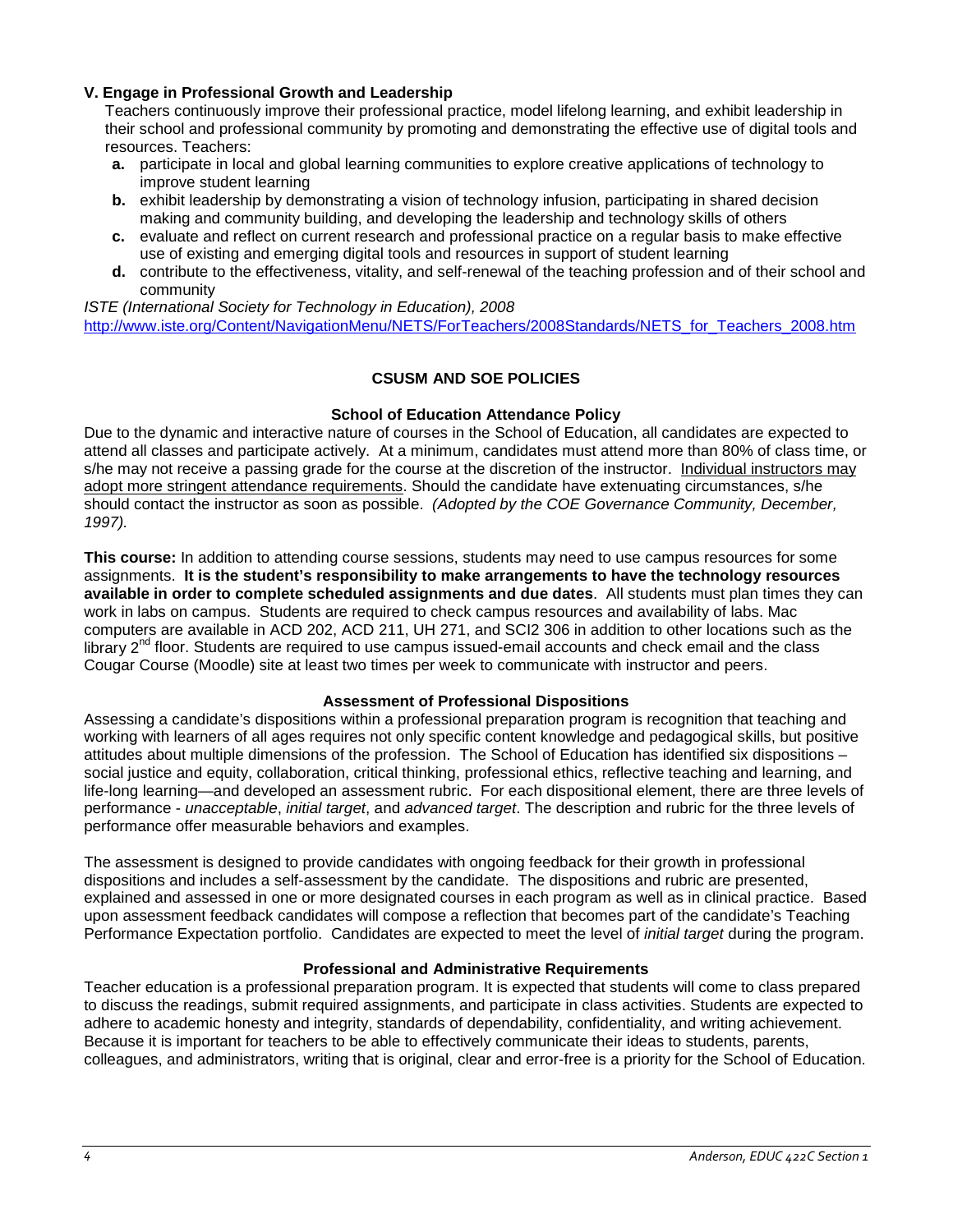### V. Engage in Professional Growth and Leadership

Teachers continuously improve their professional practice, model lifelong learning, and exhibit leadership in their school and professional community by promoting and demonstrating the effective use of digital tools and resources. Teachers:

- **a.** participate in local and global learning communities to explore creative applications of technology to improve student learning
- **b.** exhibit leadership by demonstrating a vision of technology infusion, participating in shared decision making and community building, and developing the leadership and technology skills of others
- **c.** evaluate and reflect on current research and professional practice on a regular basis to make effective use of existing and emerging digital tools and resources in support of student learning
- **d.** contribute to the effectiveness, vitality, and self-renewal of the teaching profession and of their school and community

*ISTE (International Society for Technology in Education), 2008*
http://www.iste.org/Content/NavigationMenu/NETS/ForTeachers/2008Standards/NETS_for_Teachers_2008.htm

## CSUSM AND SOE POLICIES

### School of Education Attendance Policy

Due to the dynamic and interactive nature of courses in the School of Education, all candidates are expected to attend all classes and participate actively. At a minimum, candidates must attend more than 80% of class time, or s/he may not receive a passing grade for the course at the discretion of the instructor. Individual instructors may adopt more stringent attendance requirements. Should the candidate have extenuating circumstances, s/he should contact the instructor as soon as possible. *(Adopted by the COE Governance Community, December, 1997).*

**This course:** In addition to attending course sessions, students may need to use campus resources for some assignments. **It is the student's responsibility to make arrangements to have the technology resources available in order to complete scheduled assignments and due dates**. All students must plan times they can work in labs on campus. Students are required to check campus resources and availability of labs. Mac computers are available in ACD 202, ACD 211, UH 271, and SCI2 306 in addition to other locations such as the library 2nd floor. Students are required to use campus issued-email accounts and check email and the class Cougar Course (Moodle) site at least two times per week to communicate with instructor and peers.

### Assessment of Professional Dispositions

Assessing a candidate's dispositions within a professional preparation program is recognition that teaching and working with learners of all ages requires not only specific content knowledge and pedagogical skills, but positive attitudes about multiple dimensions of the profession. The School of Education has identified six dispositions – social justice and equity, collaboration, critical thinking, professional ethics, reflective teaching and learning, and life-long learning—and developed an assessment rubric. For each dispositional element, there are three levels of performance - *unacceptable*, *initial target*, and *advanced target*. The description and rubric for the three levels of performance offer measurable behaviors and examples.

The assessment is designed to provide candidates with ongoing feedback for their growth in professional dispositions and includes a self-assessment by the candidate. The dispositions and rubric are presented, explained and assessed in one or more designated courses in each program as well as in clinical practice. Based upon assessment feedback candidates will compose a reflection that becomes part of the candidate's Teaching Performance Expectation portfolio. Candidates are expected to meet the level of *initial target* during the program.

### Professional and Administrative Requirements

Teacher education is a professional preparation program. It is expected that students will come to class prepared to discuss the readings, submit required assignments, and participate in class activities. Students are expected to adhere to academic honesty and integrity, standards of dependability, confidentiality, and writing achievement. Because it is important for teachers to be able to effectively communicate their ideas to students, parents, colleagues, and administrators, writing that is original, clear and error-free is a priority for the School of Education.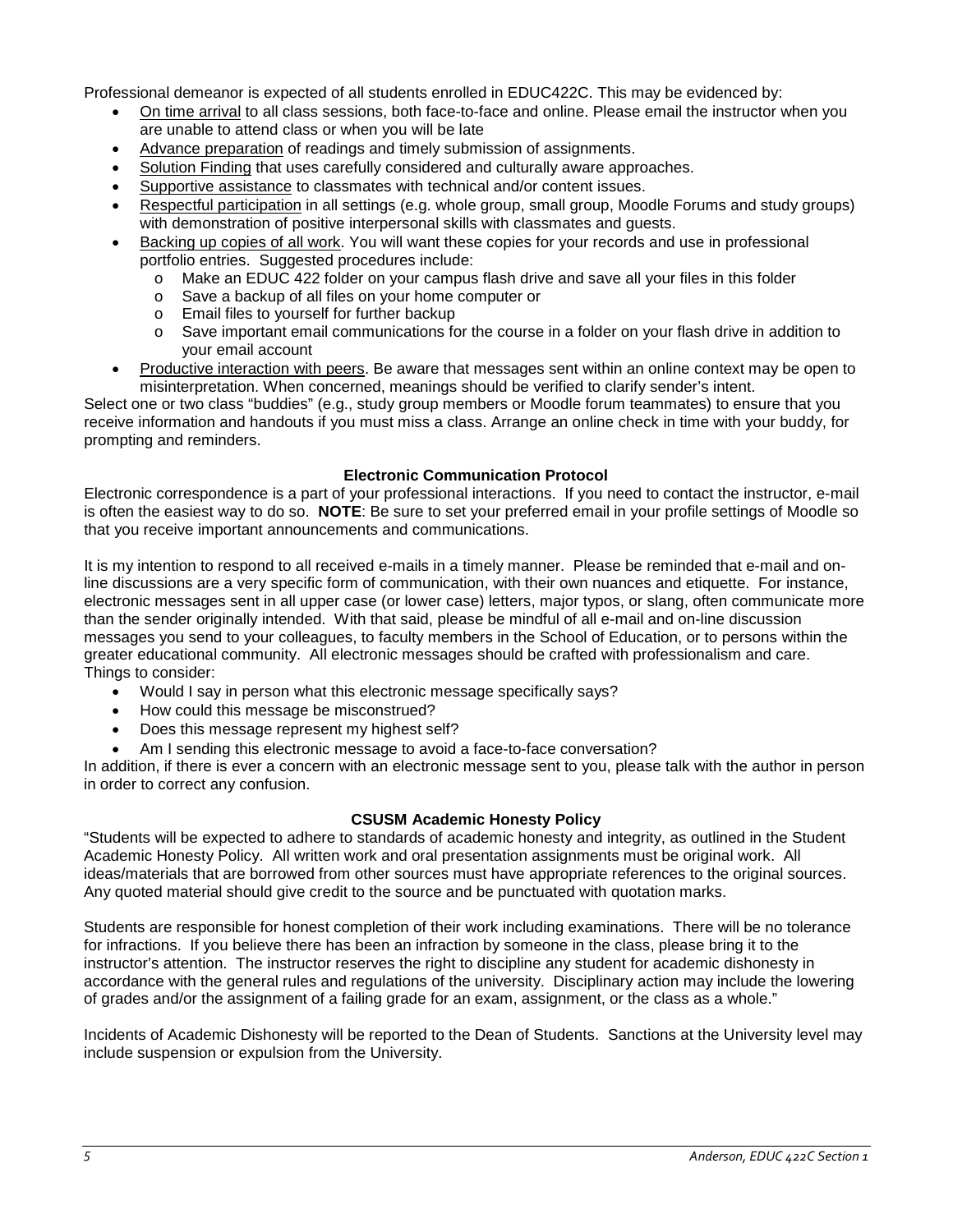Professional demeanor is expected of all students enrolled in EDUC422C. This may be evidenced by:

- On time arrival to all class sessions, both face-to-face and online. Please email the instructor when you are unable to attend class or when you will be late
- Advance preparation of readings and timely submission of assignments.
- Solution Finding that uses carefully considered and culturally aware approaches.
- Supportive assistance to classmates with technical and/or content issues.
- Respectful participation in all settings (e.g. whole group, small group, Moodle Forums and study groups) with demonstration of positive interpersonal skills with classmates and guests.
- Backing up copies of all work. You will want these copies for your records and use in professional portfolio entries. Suggested procedures include:
  - Make an EDUC 422 folder on your campus flash drive and save all your files in this folder
  - Save a backup of all files on your home computer or
  - Email files to yourself for further backup
  - Save important email communications for the course in a folder on your flash drive in addition to your email account
- Productive interaction with peers. Be aware that messages sent within an online context may be open to misinterpretation. When concerned, meanings should be verified to clarify sender's intent.

Select one or two class "buddies" (e.g., study group members or Moodle forum teammates) to ensure that you receive information and handouts if you must miss a class. Arrange an online check in time with your buddy, for prompting and reminders.

### Electronic Communication Protocol

Electronic correspondence is a part of your professional interactions. If you need to contact the instructor, e-mail is often the easiest way to do so. **NOTE**: Be sure to set your preferred email in your profile settings of Moodle so that you receive important announcements and communications.

It is my intention to respond to all received e-mails in a timely manner. Please be reminded that e-mail and on-line discussions are a very specific form of communication, with their own nuances and etiquette. For instance, electronic messages sent in all upper case (or lower case) letters, major typos, or slang, often communicate more than the sender originally intended. With that said, please be mindful of all e-mail and on-line discussion messages you send to your colleagues, to faculty members in the School of Education, or to persons within the greater educational community. All electronic messages should be crafted with professionalism and care. Things to consider:

- Would I say in person what this electronic message specifically says?
- How could this message be misconstrued?
- Does this message represent my highest self?
- Am I sending this electronic message to avoid a face-to-face conversation?

In addition, if there is ever a concern with an electronic message sent to you, please talk with the author in person in order to correct any confusion.

### CSUSM Academic Honesty Policy

"Students will be expected to adhere to standards of academic honesty and integrity, as outlined in the Student Academic Honesty Policy. All written work and oral presentation assignments must be original work. All ideas/materials that are borrowed from other sources must have appropriate references to the original sources. Any quoted material should give credit to the source and be punctuated with quotation marks.

Students are responsible for honest completion of their work including examinations. There will be no tolerance for infractions. If you believe there has been an infraction by someone in the class, please bring it to the instructor's attention. The instructor reserves the right to discipline any student for academic dishonesty in accordance with the general rules and regulations of the university. Disciplinary action may include the lowering of grades and/or the assignment of a failing grade for an exam, assignment, or the class as a whole."

Incidents of Academic Dishonesty will be reported to the Dean of Students. Sanctions at the University level may include suspension or expulsion from the University.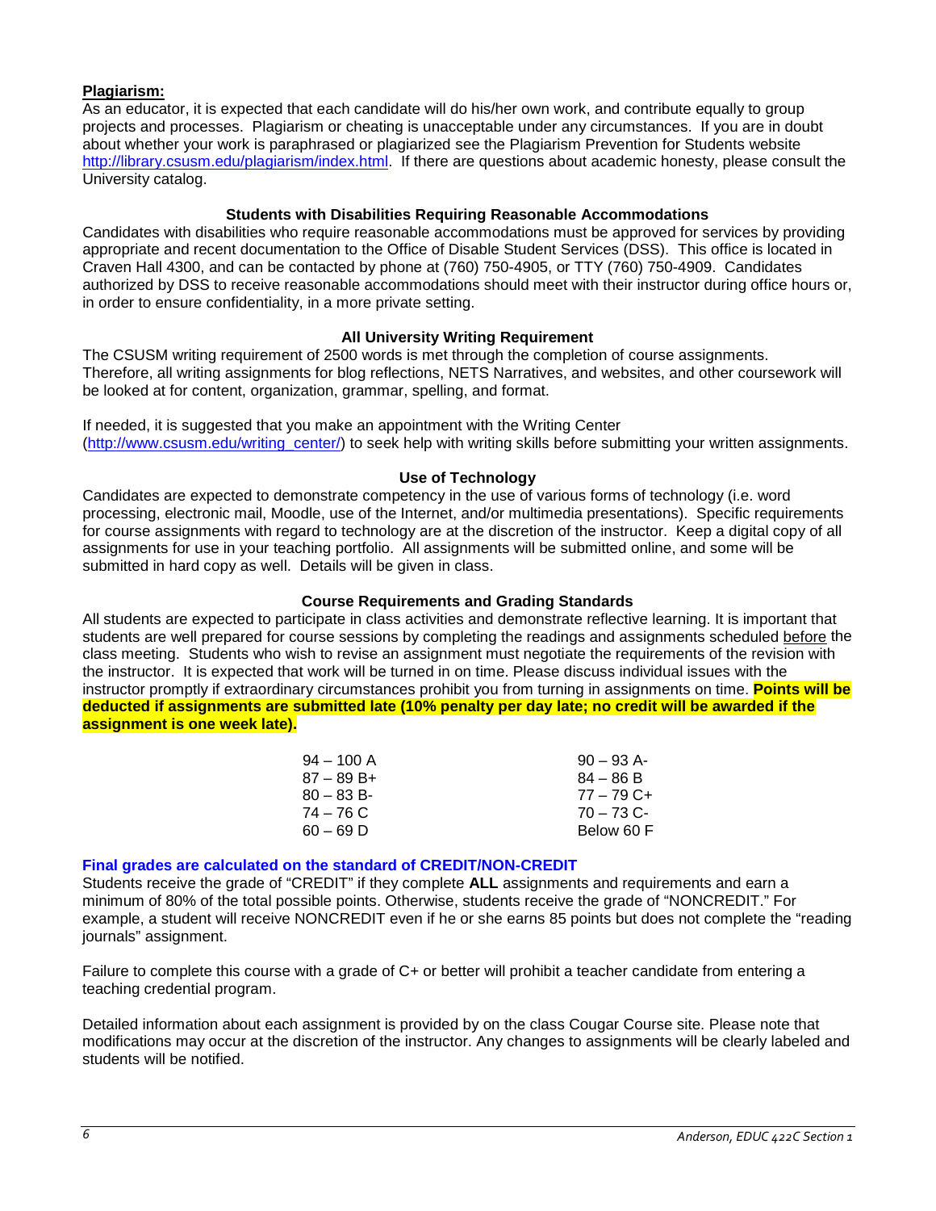**Plagiarism:**

As an educator, it is expected that each candidate will do his/her own work, and contribute equally to group projects and processes. Plagiarism or cheating is unacceptable under any circumstances. If you are in doubt about whether your work is paraphrased or plagiarized see the Plagiarism Prevention for Students website http://library.csusm.edu/plagiarism/index.html. If there are questions about academic honesty, please consult the University catalog.

### Students with Disabilities Requiring Reasonable Accommodations

Candidates with disabilities who require reasonable accommodations must be approved for services by providing appropriate and recent documentation to the Office of Disable Student Services (DSS). This office is located in Craven Hall 4300, and can be contacted by phone at (760) 750-4905, or TTY (760) 750-4909. Candidates authorized by DSS to receive reasonable accommodations should meet with their instructor during office hours or, in order to ensure confidentiality, in a more private setting.

### All University Writing Requirement

The CSUSM writing requirement of 2500 words is met through the completion of course assignments. Therefore, all writing assignments for blog reflections, NETS Narratives, and websites, and other coursework will be looked at for content, organization, grammar, spelling, and format.

If needed, it is suggested that you make an appointment with the Writing Center (http://www.csusm.edu/writing_center/) to seek help with writing skills before submitting your written assignments.

### Use of Technology

Candidates are expected to demonstrate competency in the use of various forms of technology (i.e. word processing, electronic mail, Moodle, use of the Internet, and/or multimedia presentations). Specific requirements for course assignments with regard to technology are at the discretion of the instructor. Keep a digital copy of all assignments for use in your teaching portfolio. All assignments will be submitted online, and some will be submitted in hard copy as well. Details will be given in class.

### Course Requirements and Grading Standards

All students are expected to participate in class activities and demonstrate reflective learning. It is important that students are well prepared for course sessions by completing the readings and assignments scheduled before the class meeting. Students who wish to revise an assignment must negotiate the requirements of the revision with the instructor. It is expected that work will be turned in on time. Please discuss individual issues with the instructor promptly if extraordinary circumstances prohibit you from turning in assignments on time. **Points will be deducted if assignments are submitted late (10% penalty per day late; no credit will be awarded if the assignment is one week late).**

| | |
|---|---|
| 94 – 100 A | 90 – 93 A- |
| 87 – 89 B+ | 84 – 86 B |
| 80 – 83 B- | 77 – 79 C+ |
| 74 – 76 C | 70 – 73 C- |
| 60 – 69 D | Below 60 F |

**Final grades are calculated on the standard of CREDIT/NON-CREDIT**

Students receive the grade of "CREDIT" if they complete **ALL** assignments and requirements and earn a minimum of 80% of the total possible points. Otherwise, students receive the grade of "NONCREDIT." For example, a student will receive NONCREDIT even if he or she earns 85 points but does not complete the "reading journals" assignment.

Failure to complete this course with a grade of C+ or better will prohibit a teacher candidate from entering a teaching credential program.

Detailed information about each assignment is provided by on the class Cougar Course site. Please note that modifications may occur at the discretion of the instructor. Any changes to assignments will be clearly labeled and students will be notified.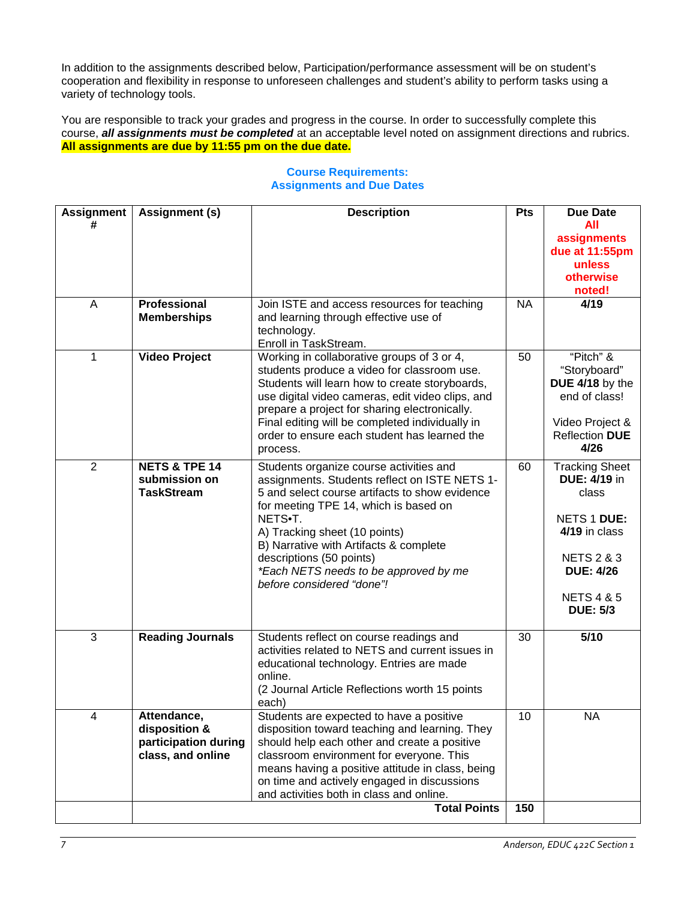In addition to the assignments described below, Participation/performance assessment will be on student's cooperation and flexibility in response to unforeseen challenges and student's ability to perform tasks using a variety of technology tools.

You are responsible to track your grades and progress in the course. In order to successfully complete this course, ***all assignments must be completed*** at an acceptable level noted on assignment directions and rubrics. **All assignments are due by 11:55 pm on the due date.**

### Course Requirements:
### Assignments and Due Dates

| Assignment # | Assignment (s) | Description | Pts | Due Date **All assignments due at 11:55pm unless otherwise noted!** |
|---|---|---|---|---|
| A | **Professional Memberships** | Join ISTE and access resources for teaching and learning through effective use of technology.<br>Enroll in TaskStream. | NA | **4/19** |
| 1 | **Video Project** | Working in collaborative groups of 3 or 4, students produce a video for classroom use. Students will learn how to create storyboards, use digital video cameras, edit video clips, and prepare a project for sharing electronically. Final editing will be completed individually in order to ensure each student has learned the process. | 50 | "Pitch" & "Storyboard" **DUE 4/18** by the end of class!<br><br>Video Project & Reflection **DUE 4/26** |
| 2 | **NETS & TPE 14 submission on TaskStream** | Students organize course activities and assignments. Students reflect on ISTE NETS 1-5 and select course artifacts to show evidence for meeting TPE 14, which is based on NETS•T.<br>A) Tracking sheet (10 points)<br>B) Narrative with Artifacts & complete descriptions (50 points)<br>*\*Each NETS needs to be approved by me before considered "done"!* | 60 | Tracking Sheet **DUE: 4/19** in class<br><br>NETS 1 **DUE: 4/19** in class<br><br>NETS 2 & 3 **DUE: 4/26**<br><br>NETS 4 & 5 **DUE: 5/3** |
| 3 | **Reading Journals** | Students reflect on course readings and activities related to NETS and current issues in educational technology. Entries are made online.<br>(2 Journal Article Reflections worth 15 points each) | 30 | **5/10** |
| 4 | **Attendance, disposition & participation during class, and online** | Students are expected to have a positive disposition toward teaching and learning. They should help each other and create a positive classroom environment for everyone. This means having a positive attitude in class, being on time and actively engaged in discussions and activities both in class and online. | 10 | NA |
| | | **Total Points** | **150** | |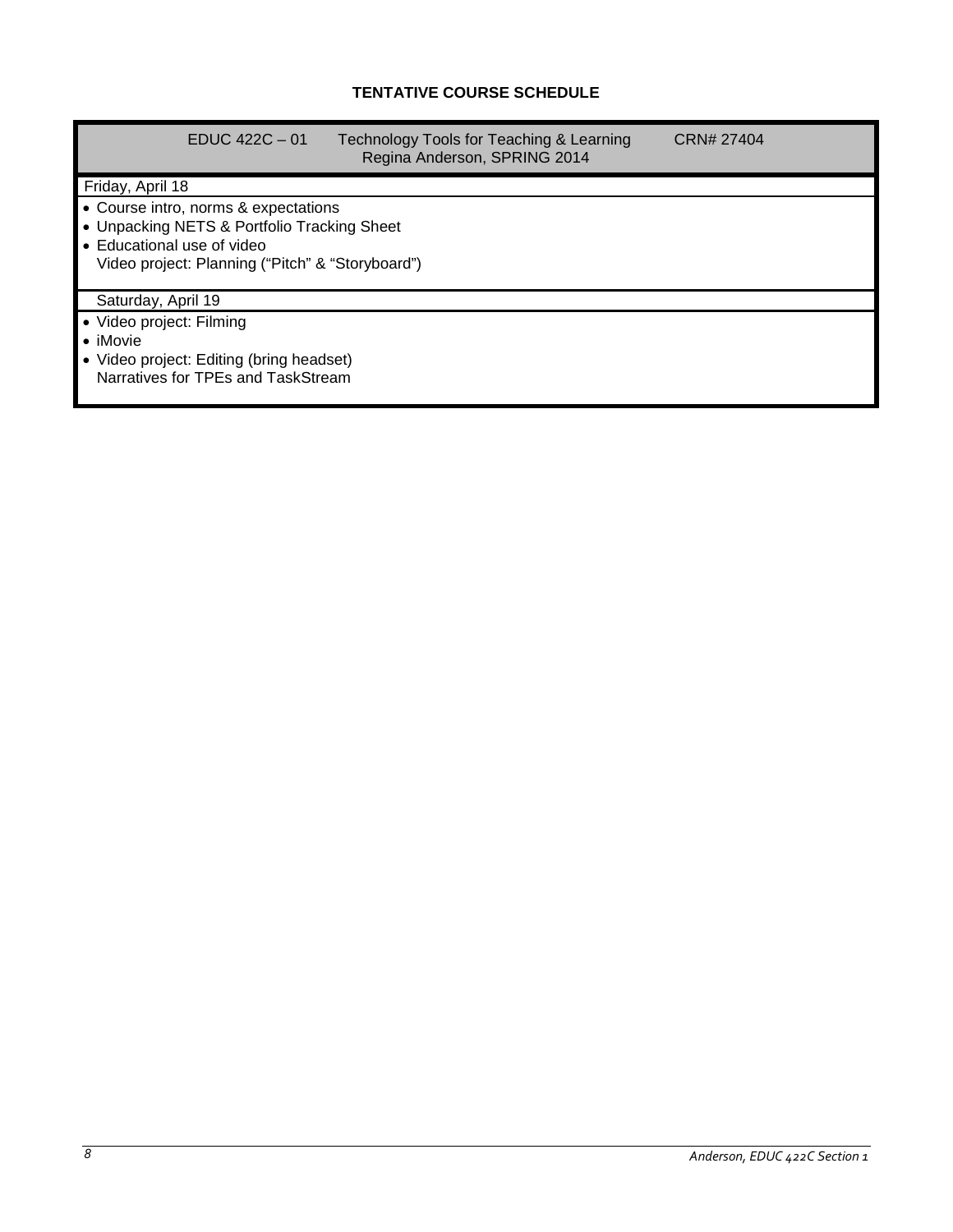**TENTATIVE COURSE SCHEDULE**

| EDUC 422C – 01 Technology Tools for Teaching & Learning CRN# 27404<br>Regina Anderson, SPRING 2014 |
| --- |
| Friday, April 18 |
| • Course intro, norms & expectations<br>• Unpacking NETS & Portfolio Tracking Sheet<br>• Educational use of video<br>Video project: Planning ("Pitch" & "Storyboard") |
| Saturday, April 19 |
| • Video project: Filming<br>• iMovie<br>• Video project: Editing (bring headset)<br>Narratives for TPEs and TaskStream |